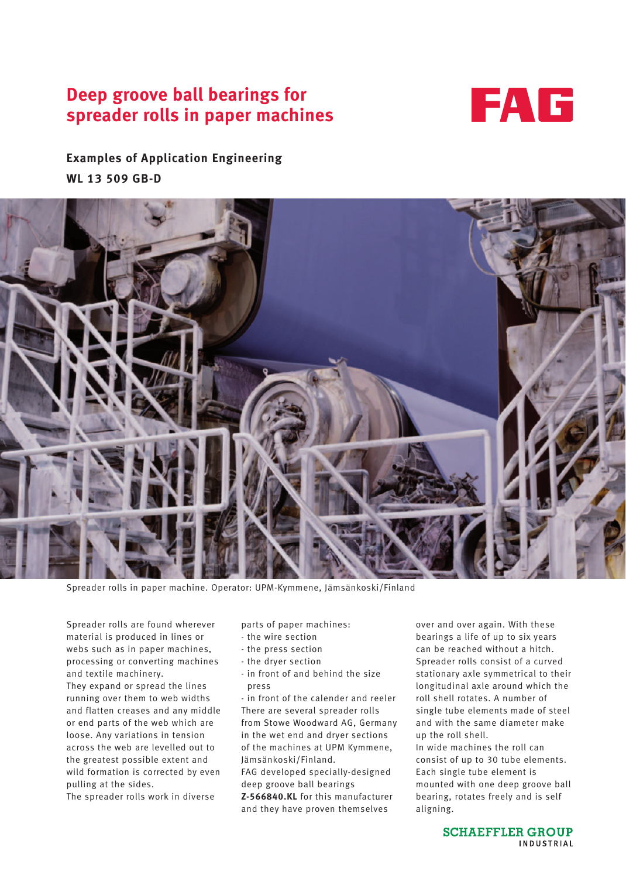# Deep groove ball bearings for spreader rolls in paper machines

FAG

**Examples of Application Engineering**

**WL 13 509 GB-D**

Spreader rolls in paper machine. Operator: UPM-Kymmene, Jämsänkoski/Finland

Spreader rolls are found wherever material is produced in lines or webs such as in paper machines, processing or converting machines and textile machinery.
They expand or spread the lines running over them to web widths and flatten creases and any middle or end parts of the web which are loose. Any variations in tension across the web are levelled out to the greatest possible extent and wild formation is corrected by even pulling at the sides.
The spreader rolls work in diverse parts of paper machines:

- the wire section
- the press section
- the dryer section
- in front of and behind the size press
- in front of the calender and reeler

There are several spreader rolls from Stowe Woodward AG, Germany in the wet end and dryer sections of the machines at UPM Kymmene, Jämsänkoski/Finland.
FAG developed specially-designed deep groove ball bearings **Z-566840.KL** for this manufacturer and they have proven themselves over and over again. With these bearings a life of up to six years can be reached without a hitch.
Spreader rolls consist of a curved stationary axle symmetrical to their longitudinal axle around which the roll shell rotates. A number of single tube elements made of steel and with the same diameter make up the roll shell.
In wide machines the roll can consist of up to 30 tube elements. Each single tube element is mounted with one deep groove ball bearing, rotates freely and is self aligning.

SCHAEFFLER GROUP INDUSTRIAL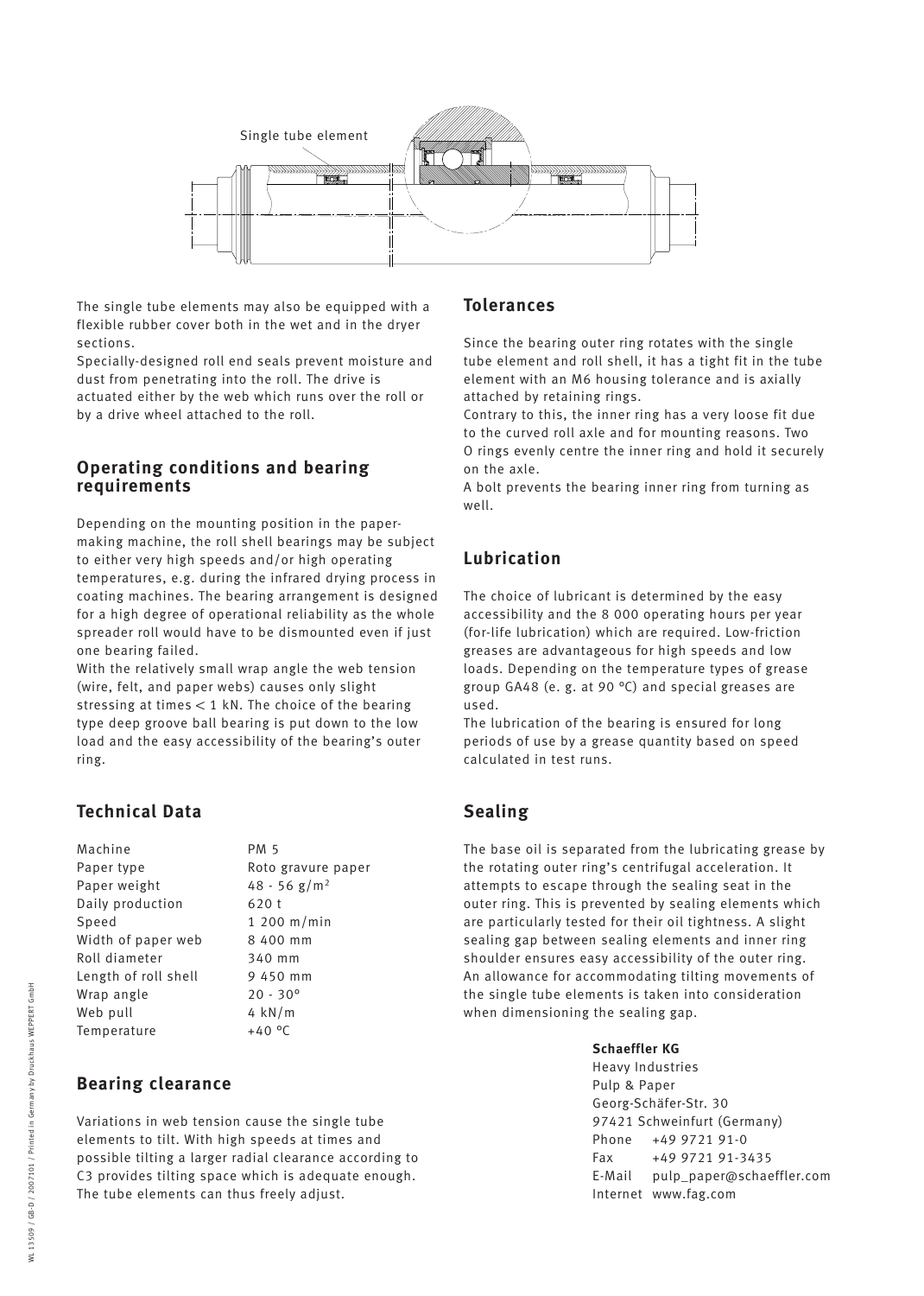Single tube element

The single tube elements may also be equipped with a flexible rubber cover both in the wet and in the dryer sections.
Specially-designed roll end seals prevent moisture and dust from penetrating into the roll. The drive is actuated either by the web which runs over the roll or by a drive wheel attached to the roll.

## Operating conditions and bearing requirements

Depending on the mounting position in the paper-making machine, the roll shell bearings may be subject to either very high speeds and/or high operating temperatures, e.g. during the infrared drying process in coating machines. The bearing arrangement is designed for a high degree of operational reliability as the whole spreader roll would have to be dismounted even if just one bearing failed.
With the relatively small wrap angle the web tension (wire, felt, and paper webs) causes only slight stressing at times < 1 kN. The choice of the bearing type deep groove ball bearing is put down to the low load and the easy accessibility of the bearing's outer ring.

## Technical Data

| | |
|---|---|
| Machine | PM 5 |
| Paper type | Roto gravure paper |
| Paper weight | 48 - 56 g/m² |
| Daily production | 620 t |
| Speed | 1 200 m/min |
| Width of paper web | 8 400 mm |
| Roll diameter | 340 mm |
| Length of roll shell | 9 450 mm |
| Wrap angle | 20 - 30° |
| Web pull | 4 kN/m |
| Temperature | +40 °C |

## Bearing clearance

Variations in web tension cause the single tube elements to tilt. With high speeds at times and possible tilting a larger radial clearance according to C3 provides tilting space which is adequate enough. The tube elements can thus freely adjust.

## Tolerances

Since the bearing outer ring rotates with the single tube element and roll shell, it has a tight fit in the tube element with an M6 housing tolerance and is axially attached by retaining rings.
Contrary to this, the inner ring has a very loose fit due to the curved roll axle and for mounting reasons. Two O rings evenly centre the inner ring and hold it securely on the axle.
A bolt prevents the bearing inner ring from turning as well.

## Lubrication

The choice of lubricant is determined by the easy accessibility and the 8 000 operating hours per year (for-life lubrication) which are required. Low-friction greases are advantageous for high speeds and low loads. Depending on the temperature types of grease group GA48 (e. g. at 90 °C) and special greases are used.
The lubrication of the bearing is ensured for long periods of use by a grease quantity based on speed calculated in test runs.

## Sealing

The base oil is separated from the lubricating grease by the rotating outer ring's centrifugal acceleration. It attempts to escape through the sealing seat in the outer ring. This is prevented by sealing elements which are particularly tested for their oil tightness. A slight sealing gap between sealing elements and inner ring shoulder ensures easy accessibility of the outer ring. An allowance for accommodating tilting movements of the single tube elements is taken into consideration when dimensioning the sealing gap.

**Schaeffler KG**
Heavy Industries
Pulp & Paper
Georg-Schäfer-Str. 30
97421 Schweinfurt (Germany)
Phone +49 9721 91-0
Fax +49 9721 91-3435
E-Mail pulp_paper@schaeffler.com
Internet www.fag.com

WL 13509 / GB-D / 2007101 / Printed in Germany by Druckhaus WEPPERT GmbH